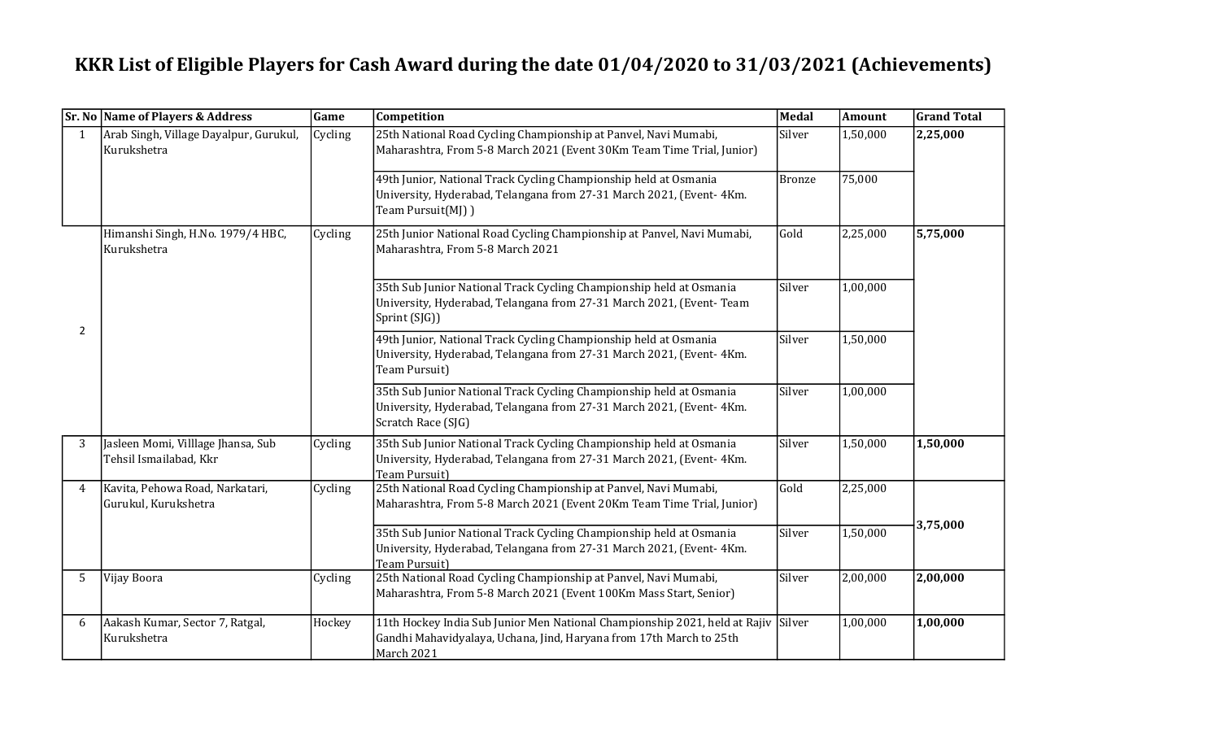# KKR List of Eligible Players for Cash Award during the date 01/04/2020 to 31/03/2021 (Achievements)

| Sr. No | Name of Players & Address | Game | Competition | Medal | Amount | Grand Total |
|---|---|---|---|---|---|---|
| 1 | Arab Singh, Village Dayalpur, Gurukul, Kurukshetra | Cycling | 25th National Road Cycling Championship at Panvel, Navi Mumabi, Maharashtra, From 5-8 March 2021 (Event 30Km Team Time Trial, Junior) | Silver | 1,50,000 | **2,25,000** |
| | | | 49th Junior, National Track Cycling Championship held at Osmania University, Hyderabad, Telangana from 27-31 March 2021, (Event- 4Km. Team Pursuit(MJ) ) | Bronze | 75,000 | |
| 2 | Himanshi Singh, H.No. 1979/4 HBC, Kurukshetra | Cycling | 25th Junior National Road Cycling Championship at Panvel, Navi Mumabi, Maharashtra, From 5-8 March 2021 | Gold | 2,25,000 | **5,75,000** |
| | | | 35th Sub Junior National Track Cycling Championship held at Osmania University, Hyderabad, Telangana from 27-31 March 2021, (Event- Team Sprint (SJG)) | Silver | 1,00,000 | |
| | | | 49th Junior, National Track Cycling Championship held at Osmania University, Hyderabad, Telangana from 27-31 March 2021, (Event- 4Km. Team Pursuit) | Silver | 1,50,000 | |
| | | | 35th Sub Junior National Track Cycling Championship held at Osmania University, Hyderabad, Telangana from 27-31 March 2021, (Event- 4Km. Scratch Race (SJG) | Silver | 1,00,000 | |
| 3 | Jasleen Momi, Villlage Jhansa, Sub Tehsil Ismailabad, Kkr | Cycling | 35th Sub Junior National Track Cycling Championship held at Osmania University, Hyderabad, Telangana from 27-31 March 2021, (Event- 4Km. Team Pursuit) | Silver | 1,50,000 | **1,50,000** |
| 4 | Kavita, Pehowa Road, Narkatari, Gurukul, Kurukshetra | Cycling | 25th National Road Cycling Championship at Panvel, Navi Mumabi, Maharashtra, From 5-8 March 2021 (Event 20Km Team Time Trial, Junior) | Gold | 2,25,000 | **3,75,000** |
| | | | 35th Sub Junior National Track Cycling Championship held at Osmania University, Hyderabad, Telangana from 27-31 March 2021, (Event- 4Km. Team Pursuit) | Silver | 1,50,000 | |
| 5 | Vijay Boora | Cycling | 25th National Road Cycling Championship at Panvel, Navi Mumabi, Maharashtra, From 5-8 March 2021 (Event 100Km Mass Start, Senior) | Silver | 2,00,000 | **2,00,000** |
| 6 | Aakash Kumar, Sector 7, Ratgal, Kurukshetra | Hockey | 11th Hockey India Sub Junior Men National Championship 2021, held at Rajiv Gandhi Mahavidyalaya, Uchana, Jind, Haryana from 17th March to 25th March 2021 | Silver | 1,00,000 | **1,00,000** |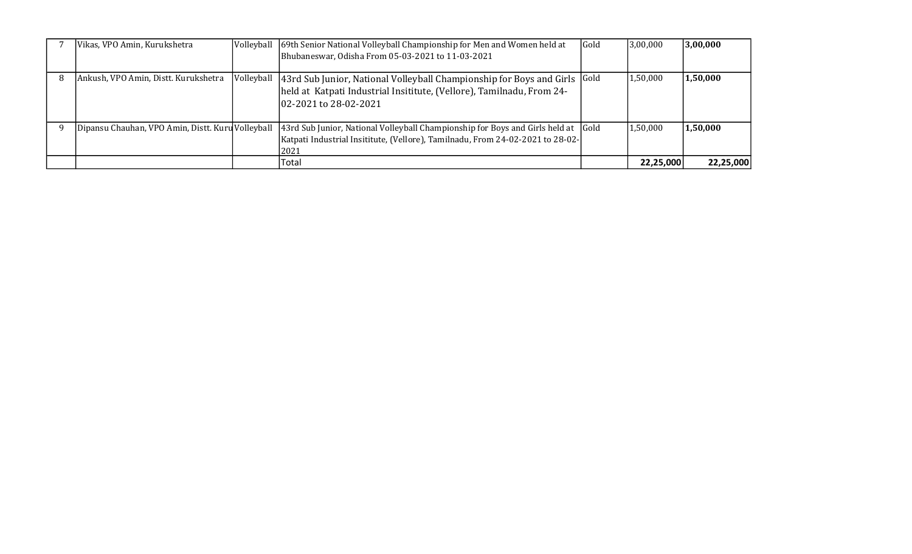| | | | | | | |
|---|---|---|---|---|---|---|
| 7 | Vikas, VPO Amin, Kurukshetra | Volleyball | 69th Senior National Volleyball Championship for Men and Women held at Bhubaneswar, Odisha From 05-03-2021 to 11-03-2021 | Gold | 3,00,000 | **3,00,000** |
| 8 | Ankush, VPO Amin, Distt. Kurukshetra | Volleyball | 43rd Sub Junior, National Volleyball Championship for Boys and Girls held at Katpati Industrial Insititute, (Vellore), Tamilnadu, From 24-02-2021 to 28-02-2021 | Gold | 1,50,000 | **1,50,000** |
| 9 | Dipansu Chauhan, VPO Amin, Distt. Kuru | Volleyball | 43rd Sub Junior, National Volleyball Championship for Boys and Girls held at Katpati Industrial Insititute, (Vellore), Tamilnadu, From 24-02-2021 to 28-02-2021 | Gold | 1,50,000 | **1,50,000** |
| | | | Total | | **22,25,000** | **22,25,000** |